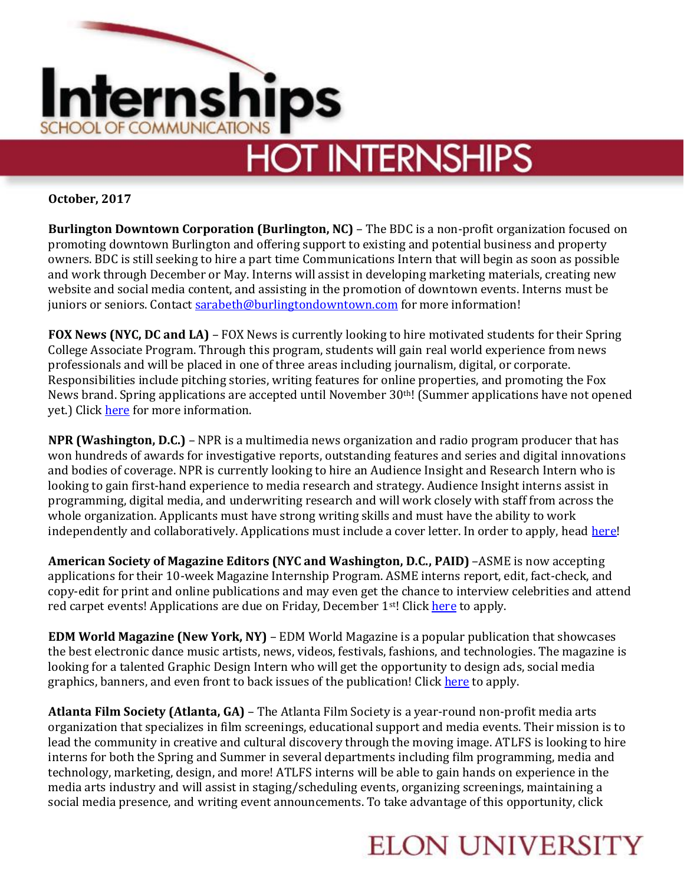# Internships
SCHOOL OF COMMUNICATIONS

## HOT INTERNSHIPS

**October, 2017**

**Burlington Downtown Corporation (Burlington, NC)** – The BDC is a non-profit organization focused on promoting downtown Burlington and offering support to existing and potential business and property owners. BDC is still seeking to hire a part time Communications Intern that will begin as soon as possible and work through December or May. Interns will assist in developing marketing materials, creating new website and social media content, and assisting in the promotion of downtown events. Interns must be juniors or seniors. Contact sarabeth@burlingtondowntown.com for more information!

**FOX News (NYC, DC and LA)** – FOX News is currently looking to hire motivated students for their Spring College Associate Program. Through this program, students will gain real world experience from news professionals and will be placed in one of three areas including journalism, digital, or corporate. Responsibilities include pitching stories, writing features for online properties, and promoting the Fox News brand. Spring applications are accepted until November 30th! (Summer applications have not opened yet.) Click here for more information.

**NPR (Washington, D.C.)** – NPR is a multimedia news organization and radio program producer that has won hundreds of awards for investigative reports, outstanding features and series and digital innovations and bodies of coverage. NPR is currently looking to hire an Audience Insight and Research Intern who is looking to gain first-hand experience to media research and strategy. Audience Insight interns assist in programming, digital media, and underwriting research and will work closely with staff from across the whole organization. Applicants must have strong writing skills and must have the ability to work independently and collaboratively. Applications must include a cover letter. In order to apply, head here!

**American Society of Magazine Editors (NYC and Washington, D.C., PAID)** –ASME is now accepting applications for their 10-week Magazine Internship Program. ASME interns report, edit, fact-check, and copy-edit for print and online publications and may even get the chance to interview celebrities and attend red carpet events! Applications are due on Friday, December 1st! Click here to apply.

**EDM World Magazine (New York, NY)** – EDM World Magazine is a popular publication that showcases the best electronic dance music artists, news, videos, festivals, fashions, and technologies. The magazine is looking for a talented Graphic Design Intern who will get the opportunity to design ads, social media graphics, banners, and even front to back issues of the publication! Click here to apply.

**Atlanta Film Society (Atlanta, GA)** – The Atlanta Film Society is a year-round non-profit media arts organization that specializes in film screenings, educational support and media events. Their mission is to lead the community in creative and cultural discovery through the moving image. ATLFS is looking to hire interns for both the Spring and Summer in several departments including film programming, media and technology, marketing, design, and more! ATLFS interns will be able to gain hands on experience in the media arts industry and will assist in staging/scheduling events, organizing screenings, maintaining a social media presence, and writing event announcements. To take advantage of this opportunity, click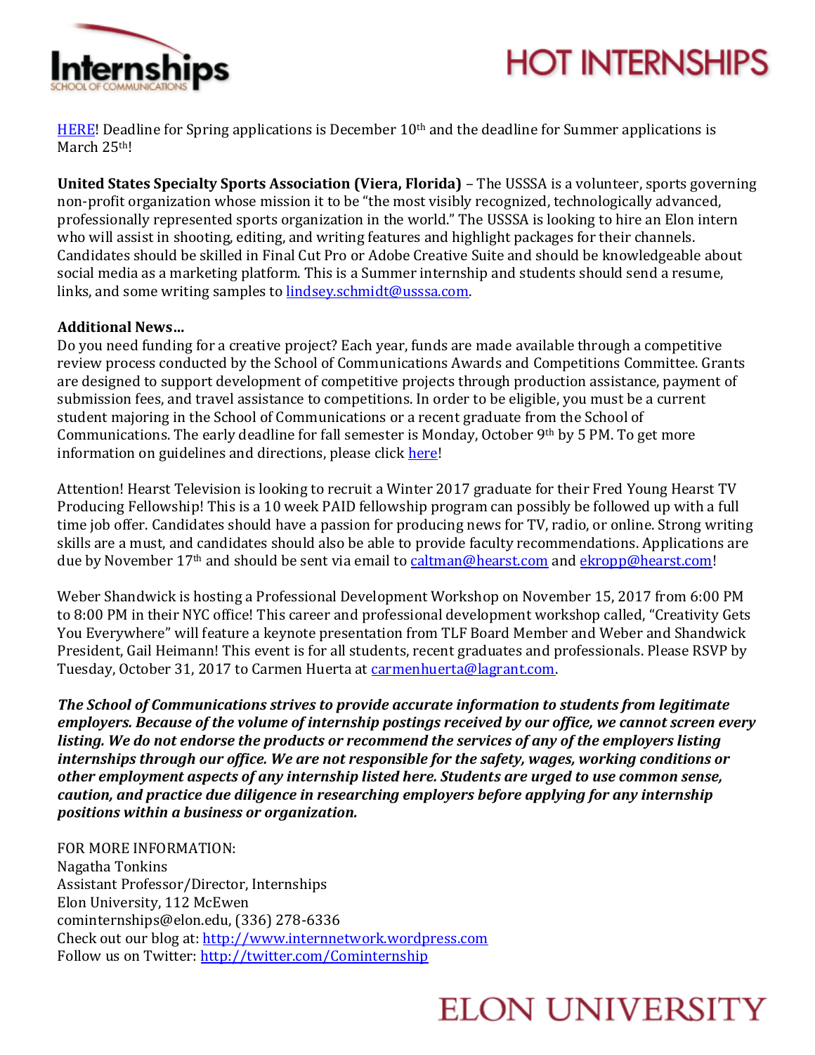HERE! Deadline for Spring applications is December 10th and the deadline for Summer applications is March 25th!

**United States Specialty Sports Association (Viera, Florida)** – The USSSA is a volunteer, sports governing non-profit organization whose mission it to be "the most visibly recognized, technologically advanced, professionally represented sports organization in the world." The USSSA is looking to hire an Elon intern who will assist in shooting, editing, and writing features and highlight packages for their channels. Candidates should be skilled in Final Cut Pro or Adobe Creative Suite and should be knowledgeable about social media as a marketing platform. This is a Summer internship and students should send a resume, links, and some writing samples to lindsey.schmidt@usssa.com.

**Additional News…**

Do you need funding for a creative project? Each year, funds are made available through a competitive review process conducted by the School of Communications Awards and Competitions Committee. Grants are designed to support development of competitive projects through production assistance, payment of submission fees, and travel assistance to competitions. In order to be eligible, you must be a current student majoring in the School of Communications or a recent graduate from the School of Communications. The early deadline for fall semester is Monday, October 9th by 5 PM. To get more information on guidelines and directions, please click here!

Attention! Hearst Television is looking to recruit a Winter 2017 graduate for their Fred Young Hearst TV Producing Fellowship! This is a 10 week PAID fellowship program can possibly be followed up with a full time job offer. Candidates should have a passion for producing news for TV, radio, or online. Strong writing skills are a must, and candidates should also be able to provide faculty recommendations. Applications are due by November 17th and should be sent via email to caltman@hearst.com and ekropp@hearst.com!

Weber Shandwick is hosting a Professional Development Workshop on November 15, 2017 from 6:00 PM to 8:00 PM in their NYC office! This career and professional development workshop called, "Creativity Gets You Everywhere" will feature a keynote presentation from TLF Board Member and Weber and Shandwick President, Gail Heimann! This event is for all students, recent graduates and professionals. Please RSVP by Tuesday, October 31, 2017 to Carmen Huerta at carmenhuerta@lagrant.com.

***The School of Communications strives to provide accurate information to students from legitimate employers. Because of the volume of internship postings received by our office, we cannot screen every listing. We do not endorse the products or recommend the services of any of the employers listing internships through our office. We are not responsible for the safety, wages, working conditions or other employment aspects of any internship listed here. Students are urged to use common sense, caution, and practice due diligence in researching employers before applying for any internship positions within a business or organization.***

FOR MORE INFORMATION:
Nagatha Tonkins
Assistant Professor/Director, Internships
Elon University, 112 McEwen
cominternships@elon.edu, (336) 278-6336
Check out our blog at: http://www.internnetwork.wordpress.com
Follow us on Twitter: http://twitter.com/Cominternship